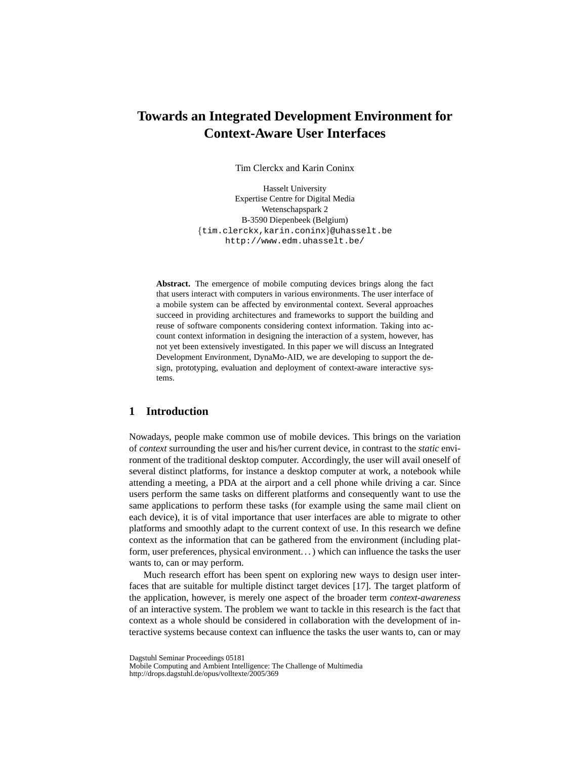# Towards an Integrated Development Environment for Context-Aware User Interfaces

Tim Clerckx and Karin Coninx

Hasselt University
Expertise Centre for Digital Media
Wetenschapspark 2
B-3590 Diepenbeek (Belgium)
{tim.clerckx,karin.coninx}@uhasselt.be
http://www.edm.uhasselt.be/

**Abstract.** The emergence of mobile computing devices brings along the fact that users interact with computers in various environments. The user interface of a mobile system can be affected by environmental context. Several approaches succeed in providing architectures and frameworks to support the building and reuse of software components considering context information. Taking into account context information in designing the interaction of a system, however, has not yet been extensively investigated. In this paper we will discuss an Integrated Development Environment, DynaMo-AID, we are developing to support the design, prototyping, evaluation and deployment of context-aware interactive systems.

## 1 Introduction

Nowadays, people make common use of mobile devices. This brings on the variation of *context* surrounding the user and his/her current device, in contrast to the *static* environment of the traditional desktop computer. Accordingly, the user will avail oneself of several distinct platforms, for instance a desktop computer at work, a notebook while attending a meeting, a PDA at the airport and a cell phone while driving a car. Since users perform the same tasks on different platforms and consequently want to use the same applications to perform these tasks (for example using the same mail client on each device), it is of vital importance that user interfaces are able to migrate to other platforms and smoothly adapt to the current context of use. In this research we define context as the information that can be gathered from the environment (including platform, user preferences, physical environment...) which can influence the tasks the user wants to, can or may perform.

Much research effort has been spent on exploring new ways to design user interfaces that are suitable for multiple distinct target devices [17]. The target platform of the application, however, is merely one aspect of the broader term *context-awareness* of an interactive system. The problem we want to tackle in this research is the fact that context as a whole should be considered in collaboration with the development of interactive systems because context can influence the tasks the user wants to, can or may

Dagstuhl Seminar Proceedings 05181
Mobile Computing and Ambient Intelligence: The Challenge of Multimedia
http://drops.dagstuhl.de/opus/volltexte/2005/369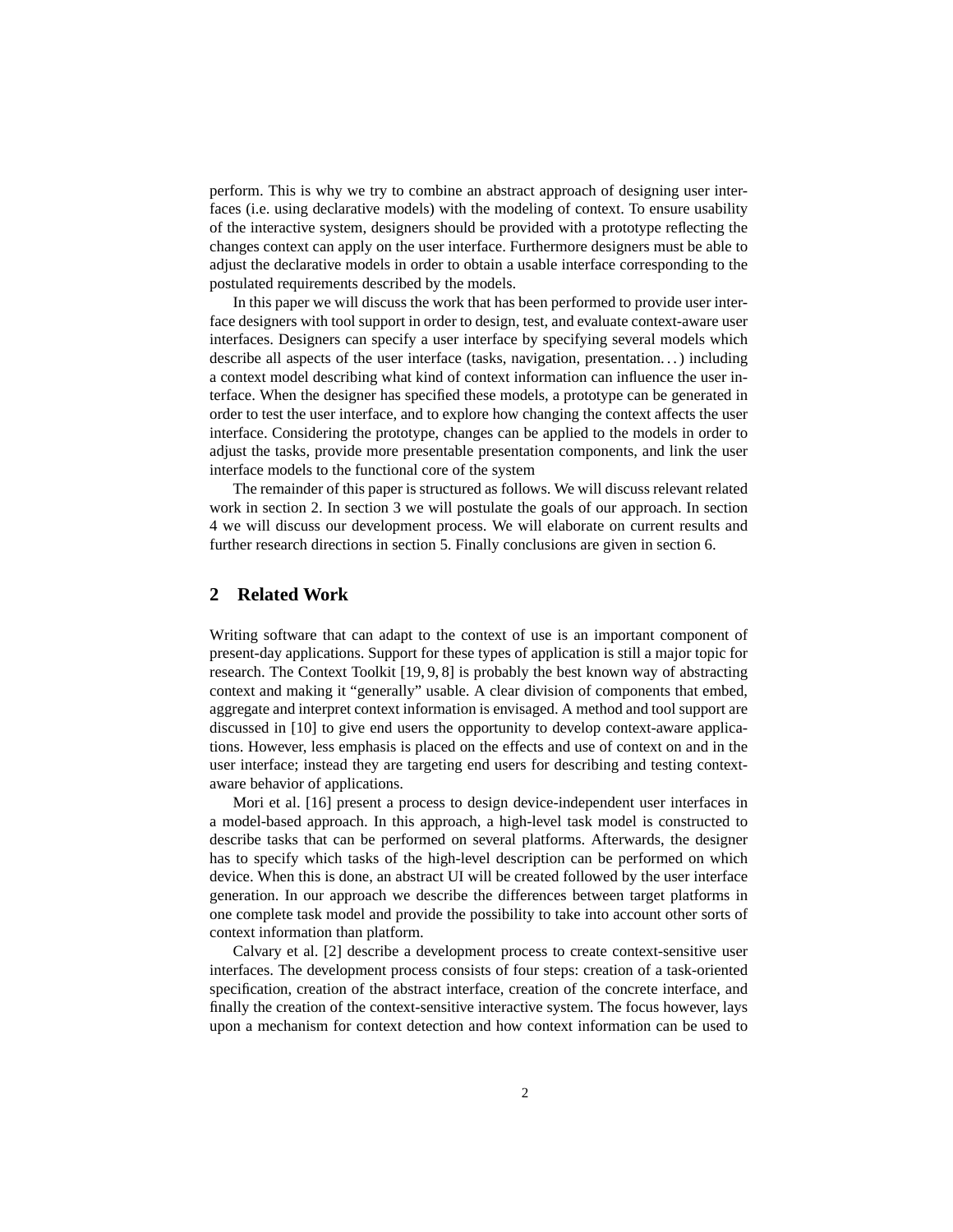perform. This is why we try to combine an abstract approach of designing user interfaces (i.e. using declarative models) with the modeling of context. To ensure usability of the interactive system, designers should be provided with a prototype reflecting the changes context can apply on the user interface. Furthermore designers must be able to adjust the declarative models in order to obtain a usable interface corresponding to the postulated requirements described by the models.

In this paper we will discuss the work that has been performed to provide user interface designers with tool support in order to design, test, and evaluate context-aware user interfaces. Designers can specify a user interface by specifying several models which describe all aspects of the user interface (tasks, navigation, presentation. . . ) including a context model describing what kind of context information can influence the user interface. When the designer has specified these models, a prototype can be generated in order to test the user interface, and to explore how changing the context affects the user interface. Considering the prototype, changes can be applied to the models in order to adjust the tasks, provide more presentable presentation components, and link the user interface models to the functional core of the system

The remainder of this paper is structured as follows. We will discuss relevant related work in section 2. In section 3 we will postulate the goals of our approach. In section 4 we will discuss our development process. We will elaborate on current results and further research directions in section 5. Finally conclusions are given in section 6.

## 2 Related Work

Writing software that can adapt to the context of use is an important component of present-day applications. Support for these types of application is still a major topic for research. The Context Toolkit [19, 9, 8] is probably the best known way of abstracting context and making it "generally" usable. A clear division of components that embed, aggregate and interpret context information is envisaged. A method and tool support are discussed in [10] to give end users the opportunity to develop context-aware applications. However, less emphasis is placed on the effects and use of context on and in the user interface; instead they are targeting end users for describing and testing context-aware behavior of applications.

Mori et al. [16] present a process to design device-independent user interfaces in a model-based approach. In this approach, a high-level task model is constructed to describe tasks that can be performed on several platforms. Afterwards, the designer has to specify which tasks of the high-level description can be performed on which device. When this is done, an abstract UI will be created followed by the user interface generation. In our approach we describe the differences between target platforms in one complete task model and provide the possibility to take into account other sorts of context information than platform.

Calvary et al. [2] describe a development process to create context-sensitive user interfaces. The development process consists of four steps: creation of a task-oriented specification, creation of the abstract interface, creation of the concrete interface, and finally the creation of the context-sensitive interactive system. The focus however, lays upon a mechanism for context detection and how context information can be used to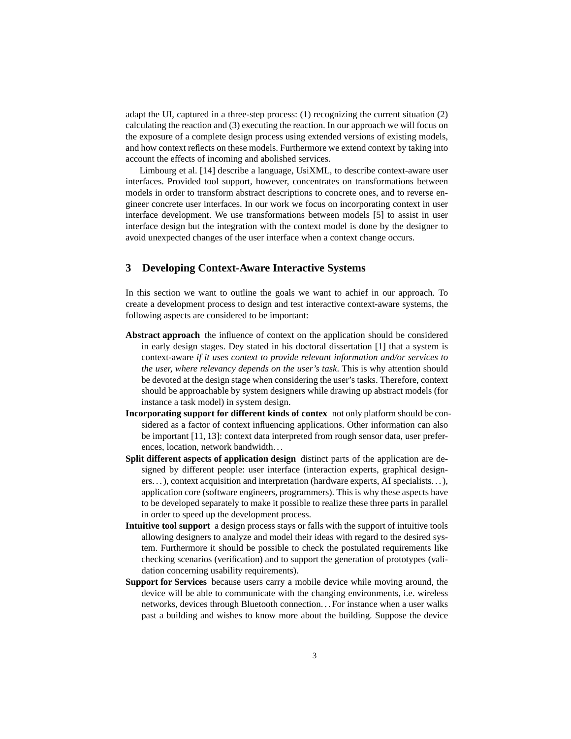adapt the UI, captured in a three-step process: (1) recognizing the current situation (2) calculating the reaction and (3) executing the reaction. In our approach we will focus on the exposure of a complete design process using extended versions of existing models, and how context reflects on these models. Furthermore we extend context by taking into account the effects of incoming and abolished services.

Limbourg et al. [14] describe a language, UsiXML, to describe context-aware user interfaces. Provided tool support, however, concentrates on transformations between models in order to transform abstract descriptions to concrete ones, and to reverse engineer concrete user interfaces. In our work we focus on incorporating context in user interface development. We use transformations between models [5] to assist in user interface design but the integration with the context model is done by the designer to avoid unexpected changes of the user interface when a context change occurs.

## 3 Developing Context-Aware Interactive Systems

In this section we want to outline the goals we want to achief in our approach. To create a development process to design and test interactive context-aware systems, the following aspects are considered to be important:

**Abstract approach** the influence of context on the application should be considered in early design stages. Dey stated in his doctoral dissertation [1] that a system is context-aware *if it uses context to provide relevant information and/or services to the user, where relevancy depends on the user's task*. This is why attention should be devoted at the design stage when considering the user's tasks. Therefore, context should be approachable by system designers while drawing up abstract models (for instance a task model) in system design.

**Incorporating support for different kinds of contex** not only platform should be considered as a factor of context influencing applications. Other information can also be important [11, 13]: context data interpreted from rough sensor data, user preferences, location, network bandwidth…

**Split different aspects of application design** distinct parts of the application are designed by different people: user interface (interaction experts, graphical designers…), context acquisition and interpretation (hardware experts, AI specialists…), application core (software engineers, programmers). This is why these aspects have to be developed separately to make it possible to realize these three parts in parallel in order to speed up the development process.

**Intuitive tool support** a design process stays or falls with the support of intuitive tools allowing designers to analyze and model their ideas with regard to the desired system. Furthermore it should be possible to check the postulated requirements like checking scenarios (verification) and to support the generation of prototypes (validation concerning usability requirements).

**Support for Services** because users carry a mobile device while moving around, the device will be able to communicate with the changing environments, i.e. wireless networks, devices through Bluetooth connection…For instance when a user walks past a building and wishes to know more about the building. Suppose the device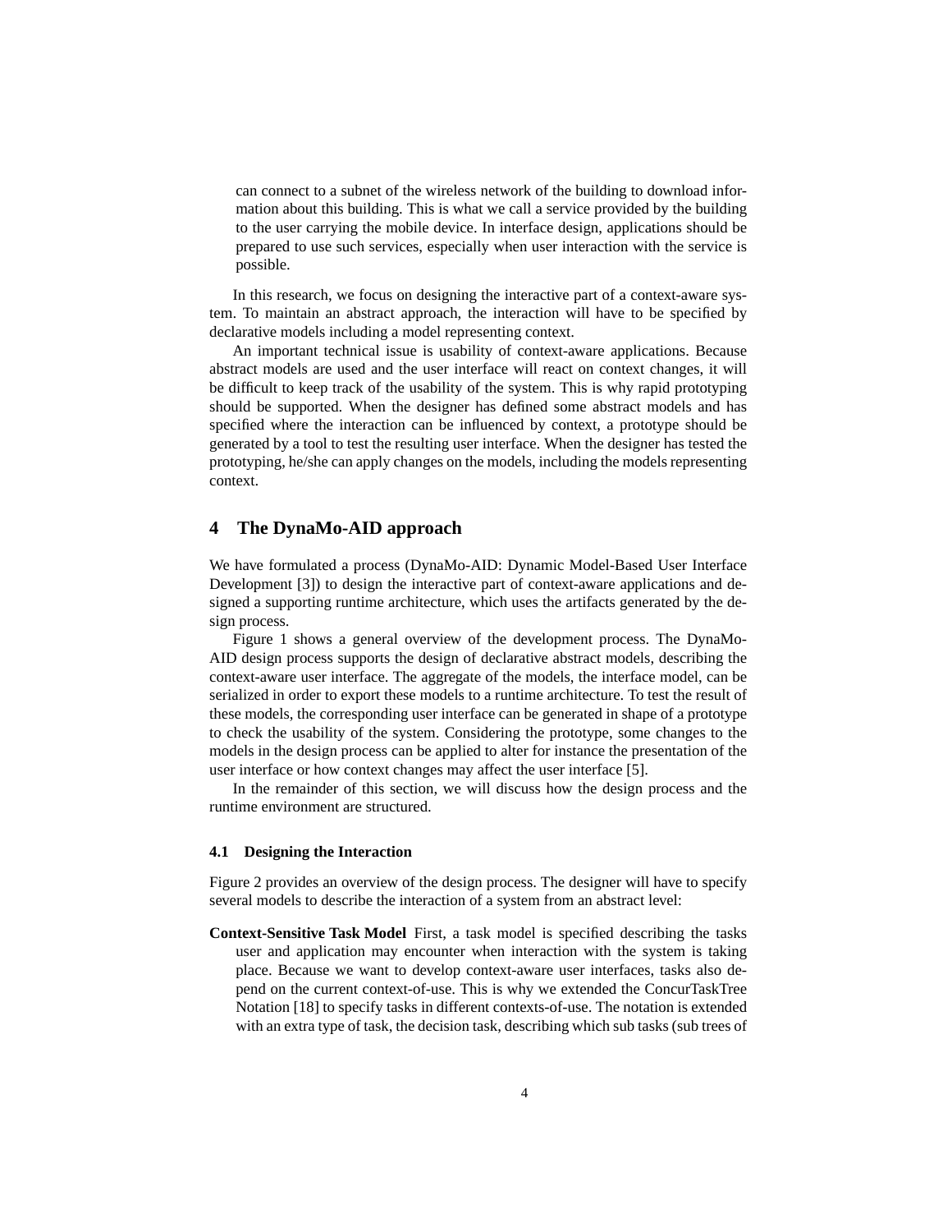can connect to a subnet of the wireless network of the building to download information about this building. This is what we call a service provided by the building to the user carrying the mobile device. In interface design, applications should be prepared to use such services, especially when user interaction with the service is possible.

In this research, we focus on designing the interactive part of a context-aware system. To maintain an abstract approach, the interaction will have to be specified by declarative models including a model representing context.

An important technical issue is usability of context-aware applications. Because abstract models are used and the user interface will react on context changes, it will be difficult to keep track of the usability of the system. This is why rapid prototyping should be supported. When the designer has defined some abstract models and has specified where the interaction can be influenced by context, a prototype should be generated by a tool to test the resulting user interface. When the designer has tested the prototyping, he/she can apply changes on the models, including the models representing context.

## 4 The DynaMo-AID approach

We have formulated a process (DynaMo-AID: Dynamic Model-Based User Interface Development [3]) to design the interactive part of context-aware applications and designed a supporting runtime architecture, which uses the artifacts generated by the design process.

Figure 1 shows a general overview of the development process. The DynaMo-AID design process supports the design of declarative abstract models, describing the context-aware user interface. The aggregate of the models, the interface model, can be serialized in order to export these models to a runtime architecture. To test the result of these models, the corresponding user interface can be generated in shape of a prototype to check the usability of the system. Considering the prototype, some changes to the models in the design process can be applied to alter for instance the presentation of the user interface or how context changes may affect the user interface [5].

In the remainder of this section, we will discuss how the design process and the runtime environment are structured.

### 4.1 Designing the Interaction

Figure 2 provides an overview of the design process. The designer will have to specify several models to describe the interaction of a system from an abstract level:

**Context-Sensitive Task Model** First, a task model is specified describing the tasks user and application may encounter when interaction with the system is taking place. Because we want to develop context-aware user interfaces, tasks also depend on the current context-of-use. This is why we extended the ConcurTaskTree Notation [18] to specify tasks in different contexts-of-use. The notation is extended with an extra type of task, the decision task, describing which sub tasks (sub trees of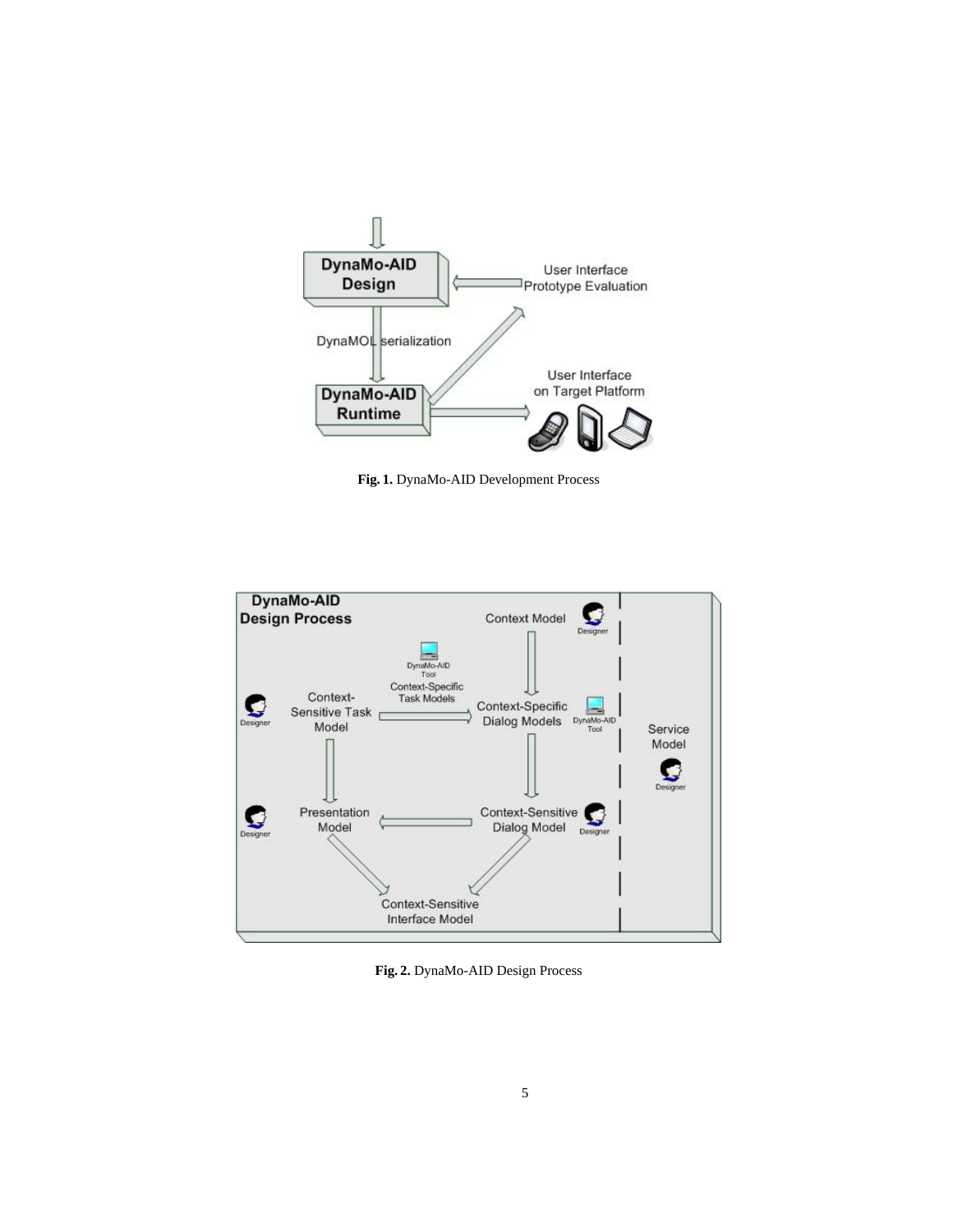**Fig. 1.** DynaMo-AID Development Process

**Fig. 2.** DynaMo-AID Design Process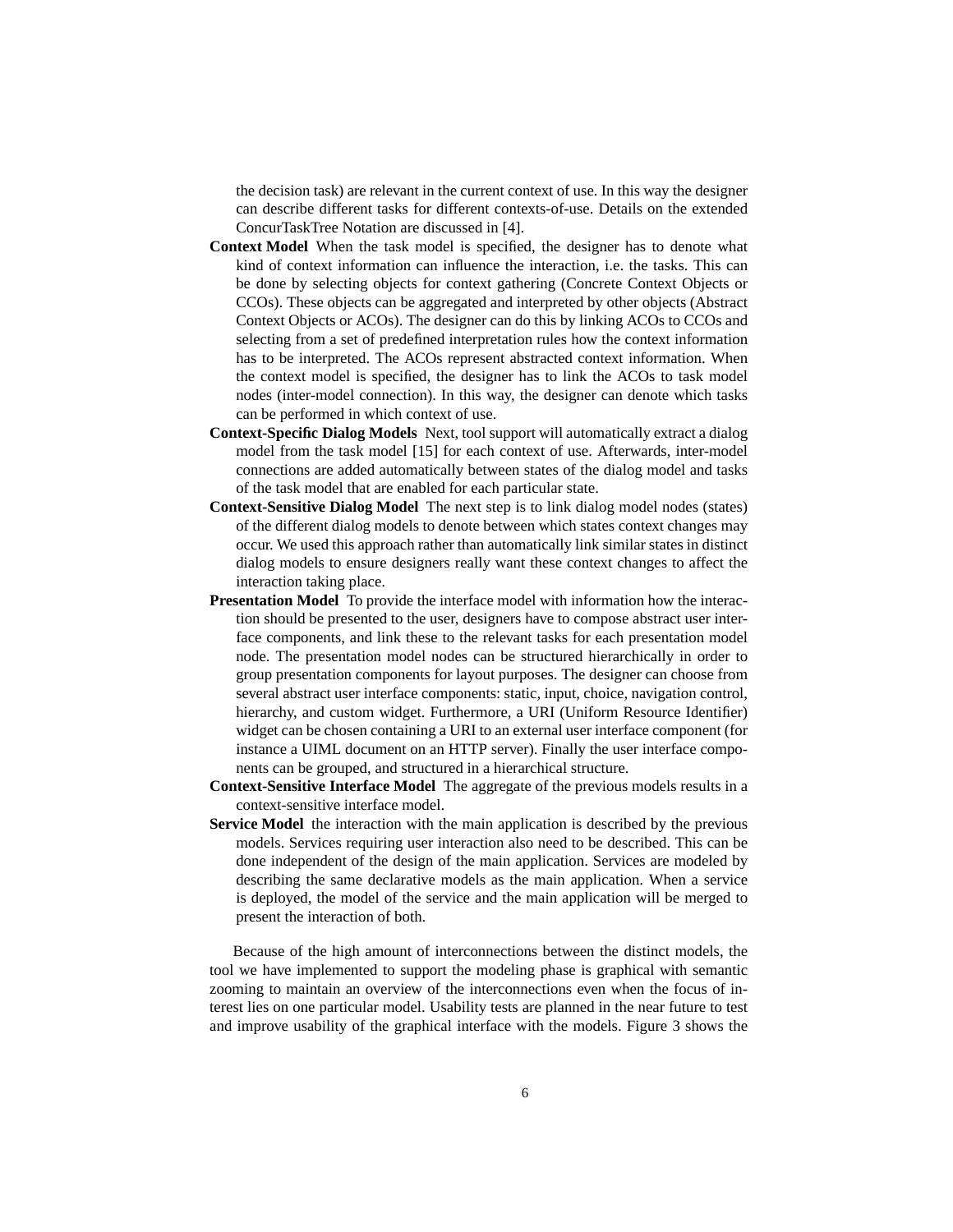the decision task) are relevant in the current context of use. In this way the designer can describe different tasks for different contexts-of-use. Details on the extended ConcurTaskTree Notation are discussed in [4].

**Context Model** When the task model is specified, the designer has to denote what kind of context information can influence the interaction, i.e. the tasks. This can be done by selecting objects for context gathering (Concrete Context Objects or CCOs). These objects can be aggregated and interpreted by other objects (Abstract Context Objects or ACOs). The designer can do this by linking ACOs to CCOs and selecting from a set of predefined interpretation rules how the context information has to be interpreted. The ACOs represent abstracted context information. When the context model is specified, the designer has to link the ACOs to task model nodes (inter-model connection). In this way, the designer can denote which tasks can be performed in which context of use.

**Context-Specific Dialog Models** Next, tool support will automatically extract a dialog model from the task model [15] for each context of use. Afterwards, inter-model connections are added automatically between states of the dialog model and tasks of the task model that are enabled for each particular state.

**Context-Sensitive Dialog Model** The next step is to link dialog model nodes (states) of the different dialog models to denote between which states context changes may occur. We used this approach rather than automatically link similar states in distinct dialog models to ensure designers really want these context changes to affect the interaction taking place.

**Presentation Model** To provide the interface model with information how the interaction should be presented to the user, designers have to compose abstract user interface components, and link these to the relevant tasks for each presentation model node. The presentation model nodes can be structured hierarchically in order to group presentation components for layout purposes. The designer can choose from several abstract user interface components: static, input, choice, navigation control, hierarchy, and custom widget. Furthermore, a URI (Uniform Resource Identifier) widget can be chosen containing a URI to an external user interface component (for instance a UIML document on an HTTP server). Finally the user interface components can be grouped, and structured in a hierarchical structure.

**Context-Sensitive Interface Model** The aggregate of the previous models results in a context-sensitive interface model.

**Service Model** the interaction with the main application is described by the previous models. Services requiring user interaction also need to be described. This can be done independent of the design of the main application. Services are modeled by describing the same declarative models as the main application. When a service is deployed, the model of the service and the main application will be merged to present the interaction of both.

Because of the high amount of interconnections between the distinct models, the tool we have implemented to support the modeling phase is graphical with semantic zooming to maintain an overview of the interconnections even when the focus of interest lies on one particular model. Usability tests are planned in the near future to test and improve usability of the graphical interface with the models. Figure 3 shows the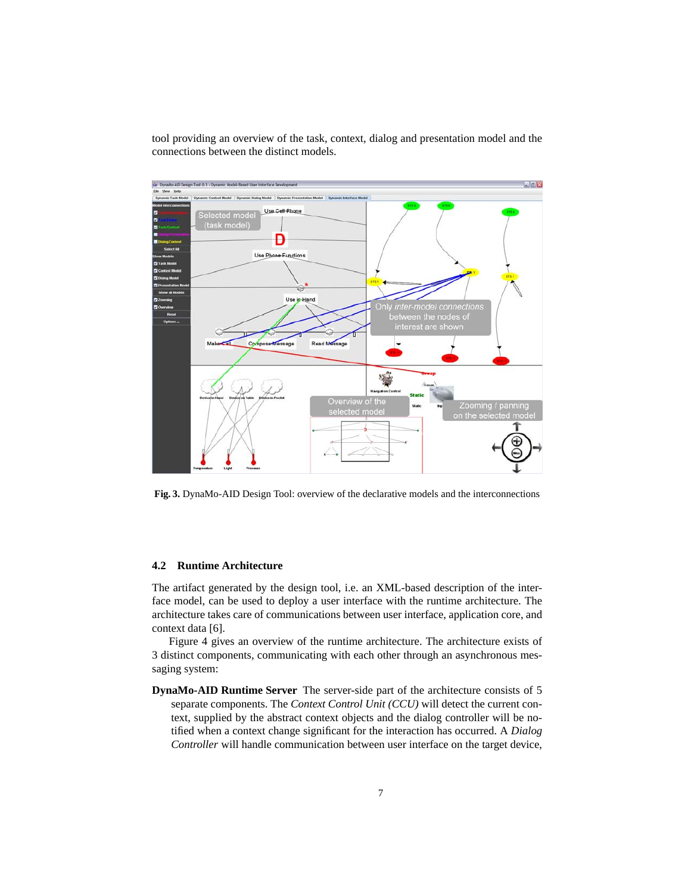tool providing an overview of the task, context, dialog and presentation model and the connections between the distinct models.

**Fig. 3.** DynaMo-AID Design Tool: overview of the declarative models and the interconnections

### 4.2 Runtime Architecture

The artifact generated by the design tool, i.e. an XML-based description of the interface model, can be used to deploy a user interface with the runtime architecture. The architecture takes care of communications between user interface, application core, and context data [6].

Figure 4 gives an overview of the runtime architecture. The architecture exists of 3 distinct components, communicating with each other through an asynchronous messaging system:

**DynaMo-AID Runtime Server** The server-side part of the architecture consists of 5 separate components. The *Context Control Unit (CCU)* will detect the current context, supplied by the abstract context objects and the dialog controller will be notified when a context change significant for the interaction has occurred. A *Dialog Controller* will handle communication between user interface on the target device,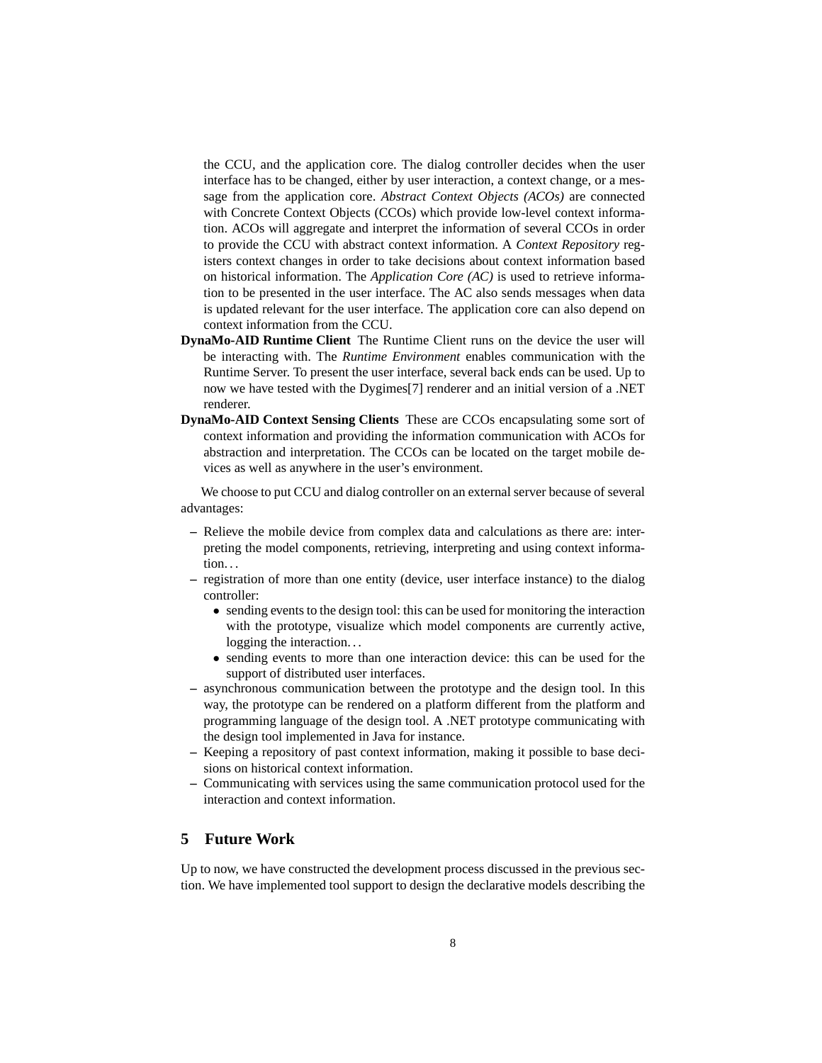the CCU, and the application core. The dialog controller decides when the user interface has to be changed, either by user interaction, a context change, or a message from the application core. *Abstract Context Objects (ACOs)* are connected with Concrete Context Objects (CCOs) which provide low-level context information. ACOs will aggregate and interpret the information of several CCOs in order to provide the CCU with abstract context information. A *Context Repository* registers context changes in order to take decisions about context information based on historical information. The *Application Core (AC)* is used to retrieve information to be presented in the user interface. The AC also sends messages when data is updated relevant for the user interface. The application core can also depend on context information from the CCU.

**DynaMo-AID Runtime Client** The Runtime Client runs on the device the user will be interacting with. The *Runtime Environment* enables communication with the Runtime Server. To present the user interface, several back ends can be used. Up to now we have tested with the Dygimes[7] renderer and an initial version of a .NET renderer.

**DynaMo-AID Context Sensing Clients** These are CCOs encapsulating some sort of context information and providing the information communication with ACOs for abstraction and interpretation. The CCOs can be located on the target mobile devices as well as anywhere in the user's environment.

We choose to put CCU and dialog controller on an external server because of several advantages:

- Relieve the mobile device from complex data and calculations as there are: interpreting the model components, retrieving, interpreting and using context information…
- registration of more than one entity (device, user interface instance) to the dialog controller:
  - sending events to the design tool: this can be used for monitoring the interaction with the prototype, visualize which model components are currently active, logging the interaction…
  - sending events to more than one interaction device: this can be used for the support of distributed user interfaces.
- asynchronous communication between the prototype and the design tool. In this way, the prototype can be rendered on a platform different from the platform and programming language of the design tool. A .NET prototype communicating with the design tool implemented in Java for instance.
- Keeping a repository of past context information, making it possible to base decisions on historical context information.
- Communicating with services using the same communication protocol used for the interaction and context information.

## 5 Future Work

Up to now, we have constructed the development process discussed in the previous section. We have implemented tool support to design the declarative models describing the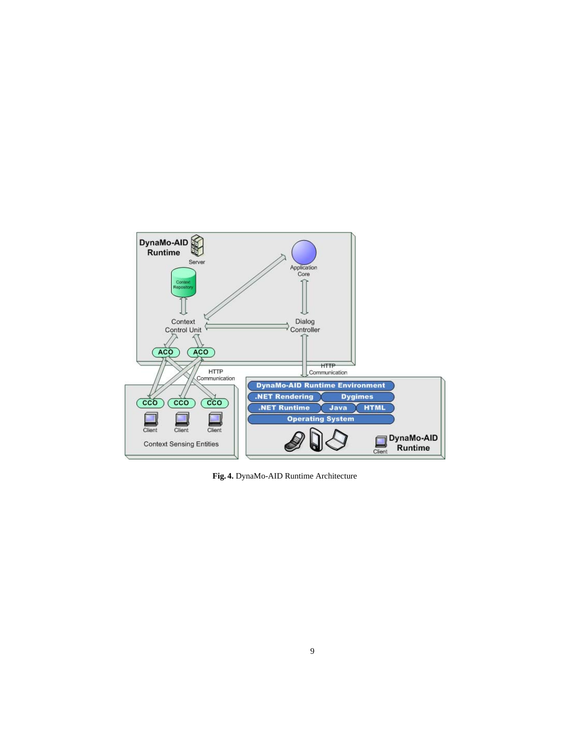**Fig. 4.** DynaMo-AID Runtime Architecture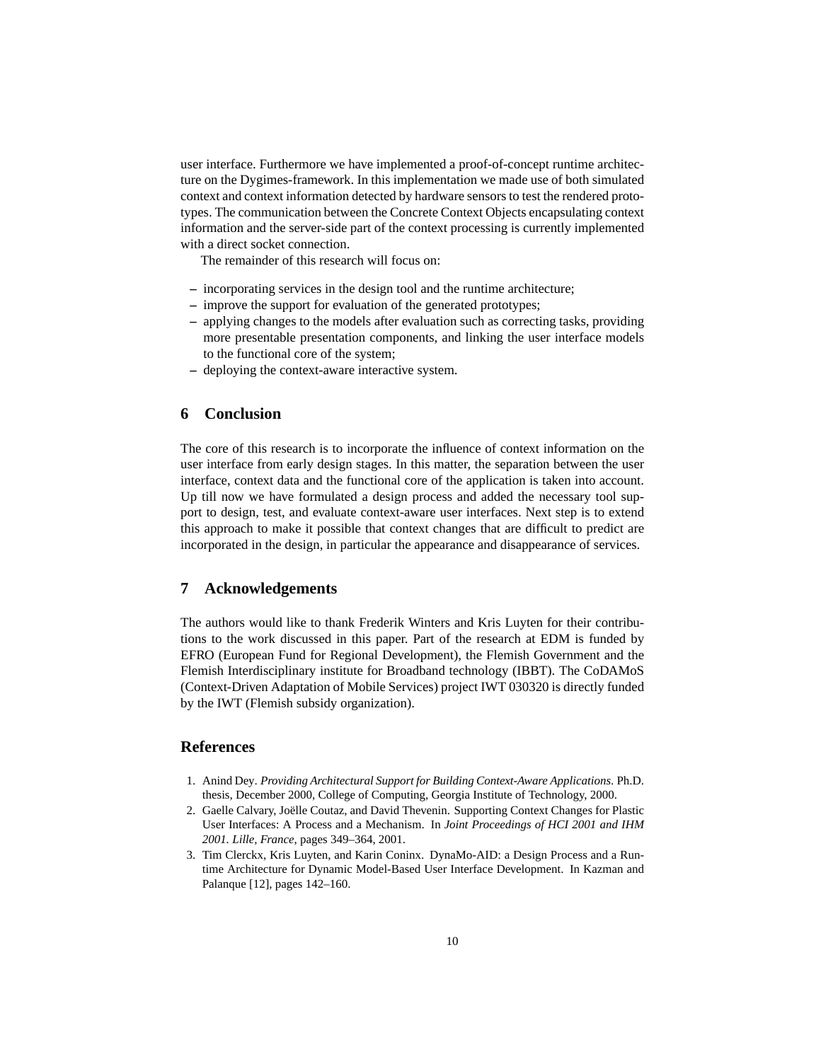user interface. Furthermore we have implemented a proof-of-concept runtime architecture on the Dygimes-framework. In this implementation we made use of both simulated context and context information detected by hardware sensors to test the rendered prototypes. The communication between the Concrete Context Objects encapsulating context information and the server-side part of the context processing is currently implemented with a direct socket connection.

The remainder of this research will focus on:

– incorporating services in the design tool and the runtime architecture;
– improve the support for evaluation of the generated prototypes;
– applying changes to the models after evaluation such as correcting tasks, providing more presentable presentation components, and linking the user interface models to the functional core of the system;
– deploying the context-aware interactive system.

## 6 Conclusion

The core of this research is to incorporate the influence of context information on the user interface from early design stages. In this matter, the separation between the user interface, context data and the functional core of the application is taken into account. Up till now we have formulated a design process and added the necessary tool support to design, test, and evaluate context-aware user interfaces. Next step is to extend this approach to make it possible that context changes that are difficult to predict are incorporated in the design, in particular the appearance and disappearance of services.

## 7 Acknowledgements

The authors would like to thank Frederik Winters and Kris Luyten for their contributions to the work discussed in this paper. Part of the research at EDM is funded by EFRO (European Fund for Regional Development), the Flemish Government and the Flemish Interdisciplinary institute for Broadband technology (IBBT). The CoDAMoS (Context-Driven Adaptation of Mobile Services) project IWT 030320 is directly funded by the IWT (Flemish subsidy organization).

## References

1. Anind Dey. *Providing Architectural Support for Building Context-Aware Applications*. Ph.D. thesis, December 2000, College of Computing, Georgia Institute of Technology, 2000.
2. Gaelle Calvary, Joëlle Coutaz, and David Thevenin. Supporting Context Changes for Plastic User Interfaces: A Process and a Mechanism. In *Joint Proceedings of HCI 2001 and IHM 2001. Lille, France*, pages 349–364, 2001.
3. Tim Clerckx, Kris Luyten, and Karin Coninx. DynaMo-AID: a Design Process and a Runtime Architecture for Dynamic Model-Based User Interface Development. In Kazman and Palanque [12], pages 142–160.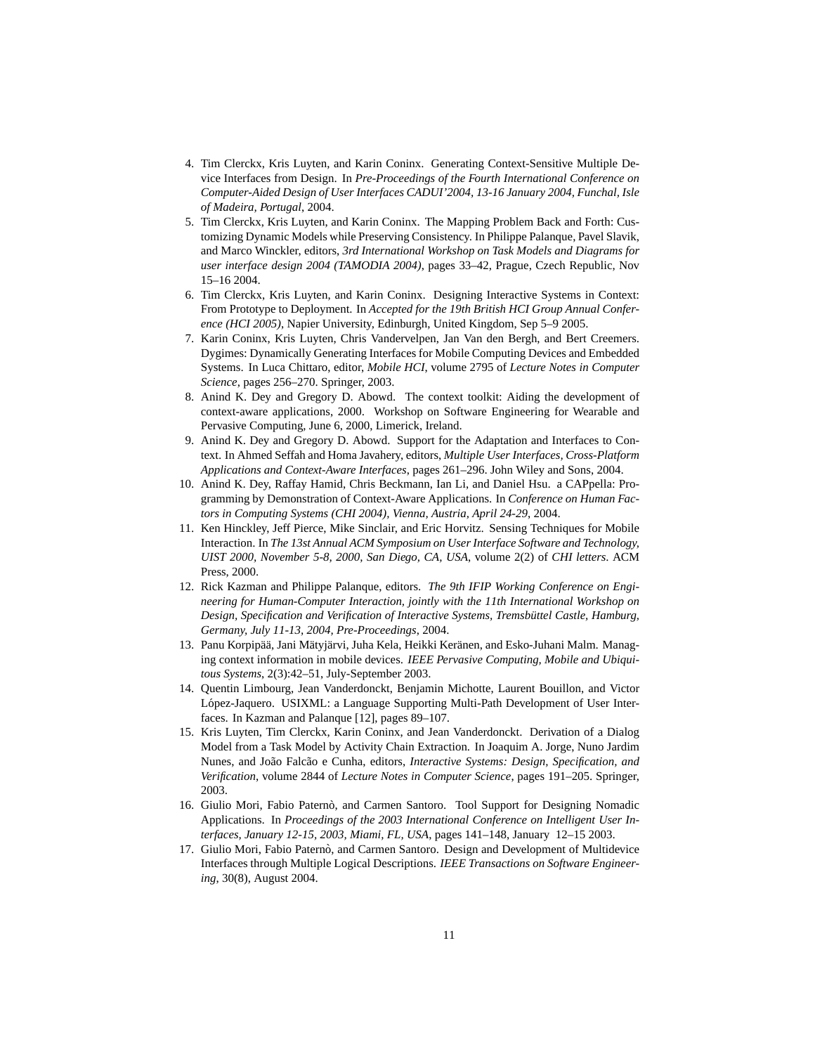4. Tim Clerckx, Kris Luyten, and Karin Coninx. Generating Context-Sensitive Multiple Device Interfaces from Design. In *Pre-Proceedings of the Fourth International Conference on Computer-Aided Design of User Interfaces CADUI'2004, 13-16 January 2004, Funchal, Isle of Madeira, Portugal*, 2004.
5. Tim Clerckx, Kris Luyten, and Karin Coninx. The Mapping Problem Back and Forth: Customizing Dynamic Models while Preserving Consistency. In Philippe Palanque, Pavel Slavik, and Marco Winckler, editors, *3rd International Workshop on Task Models and Diagrams for user interface design 2004 (TAMODIA 2004)*, pages 33–42, Prague, Czech Republic, Nov 15–16 2004.
6. Tim Clerckx, Kris Luyten, and Karin Coninx. Designing Interactive Systems in Context: From Prototype to Deployment. In *Accepted for the 19th British HCI Group Annual Conference (HCI 2005)*, Napier University, Edinburgh, United Kingdom, Sep 5–9 2005.
7. Karin Coninx, Kris Luyten, Chris Vandervelpen, Jan Van den Bergh, and Bert Creemers. Dygimes: Dynamically Generating Interfaces for Mobile Computing Devices and Embedded Systems. In Luca Chittaro, editor, *Mobile HCI*, volume 2795 of *Lecture Notes in Computer Science*, pages 256–270. Springer, 2003.
8. Anind K. Dey and Gregory D. Abowd. The context toolkit: Aiding the development of context-aware applications, 2000. Workshop on Software Engineering for Wearable and Pervasive Computing, June 6, 2000, Limerick, Ireland.
9. Anind K. Dey and Gregory D. Abowd. Support for the Adaptation and Interfaces to Context. In Ahmed Seffah and Homa Javahery, editors, *Multiple User Interfaces, Cross-Platform Applications and Context-Aware Interfaces*, pages 261–296. John Wiley and Sons, 2004.
10. Anind K. Dey, Raffay Hamid, Chris Beckmann, Ian Li, and Daniel Hsu. a CAPpella: Programming by Demonstration of Context-Aware Applications. In *Conference on Human Factors in Computing Systems (CHI 2004), Vienna, Austria, April 24-29*, 2004.
11. Ken Hinckley, Jeff Pierce, Mike Sinclair, and Eric Horvitz. Sensing Techniques for Mobile Interaction. In *The 13st Annual ACM Symposium on User Interface Software and Technology, UIST 2000, November 5-8, 2000, San Diego, CA, USA*, volume 2(2) of *CHI letters*. ACM Press, 2000.
12. Rick Kazman and Philippe Palanque, editors. *The 9th IFIP Working Conference on Engineering for Human-Computer Interaction, jointly with the 11th International Workshop on Design, Specification and Verification of Interactive Systems, Tremsbüttel Castle, Hamburg, Germany, July 11-13, 2004, Pre-Proceedings*, 2004.
13. Panu Korpipää, Jani Mätyjärvi, Juha Kela, Heikki Keränen, and Esko-Juhani Malm. Managing context information in mobile devices. *IEEE Pervasive Computing, Mobile and Ubiquitous Systems*, 2(3):42–51, July-September 2003.
14. Quentin Limbourg, Jean Vanderdonckt, Benjamin Michotte, Laurent Bouillon, and Victor López-Jaquero. USIXML: a Language Supporting Multi-Path Development of User Interfaces. In Kazman and Palanque [12], pages 89–107.
15. Kris Luyten, Tim Clerckx, Karin Coninx, and Jean Vanderdonckt. Derivation of a Dialog Model from a Task Model by Activity Chain Extraction. In Joaquim A. Jorge, Nuno Jardim Nunes, and João Falcão e Cunha, editors, *Interactive Systems: Design, Specification, and Verification*, volume 2844 of *Lecture Notes in Computer Science*, pages 191–205. Springer, 2003.
16. Giulio Mori, Fabio Paternò, and Carmen Santoro. Tool Support for Designing Nomadic Applications. In *Proceedings of the 2003 International Conference on Intelligent User Interfaces, January 12-15, 2003, Miami, FL, USA*, pages 141–148, January 12–15 2003.
17. Giulio Mori, Fabio Paternò, and Carmen Santoro. Design and Development of Multidevice Interfaces through Multiple Logical Descriptions. *IEEE Transactions on Software Engineering*, 30(8), August 2004.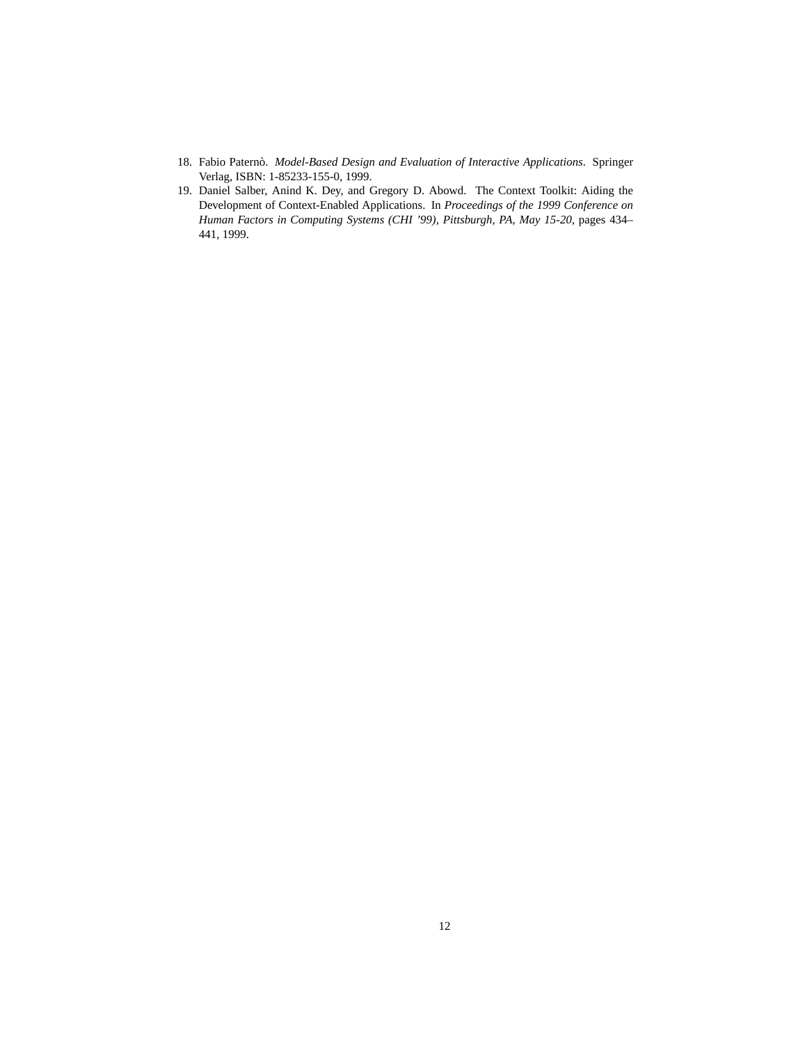18. Fabio Paternò. *Model-Based Design and Evaluation of Interactive Applications.* Springer Verlag, ISBN: 1-85233-155-0, 1999.
19. Daniel Salber, Anind K. Dey, and Gregory D. Abowd. The Context Toolkit: Aiding the Development of Context-Enabled Applications. In *Proceedings of the 1999 Conference on Human Factors in Computing Systems (CHI '99), Pittsburgh, PA, May 15-20*, pages 434–441, 1999.